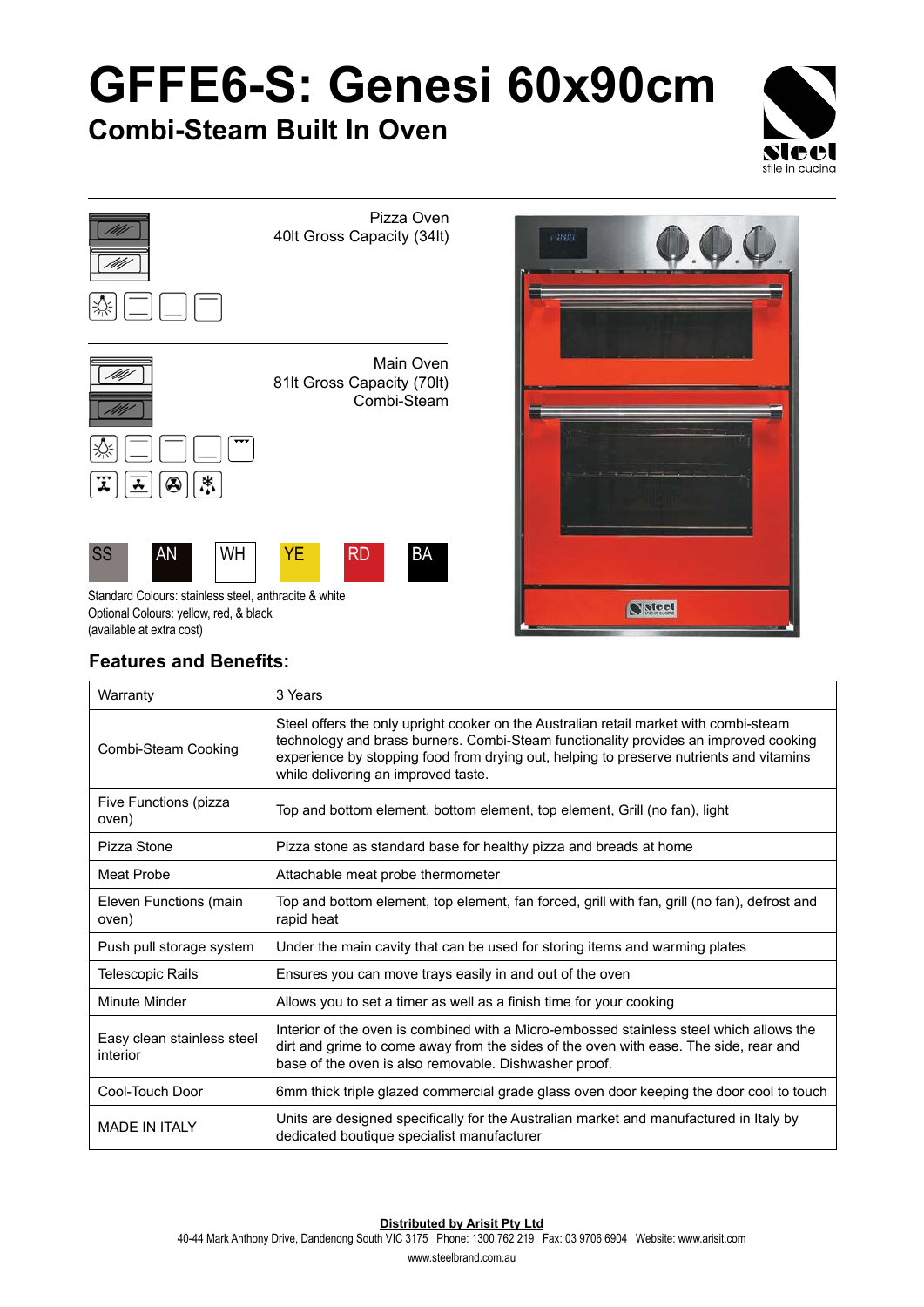# GFFE6-S: Genesi 60x90cm

## Combi-Steam Built In Oven

Pizza Oven
40lt Gross Capacity (34lt)

Main Oven
81lt Gross Capacity (70lt)
Combi-Steam

SS AN WH YE RD BA

Standard Colours: stainless steel, anthracite & white
Optional Colours: yellow, red, & black
(available at extra cost)

### Features and Benefits:

| | |
|---|---|
| Warranty | 3 Years |
| Combi-Steam Cooking | Steel offers the only upright cooker on the Australian retail market with combi-steam technology and brass burners. Combi-Steam functionality provides an improved cooking experience by stopping food from drying out, helping to preserve nutrients and vitamins while delivering an improved taste. |
| Five Functions (pizza oven) | Top and bottom element, bottom element, top element, Grill (no fan), light |
| Pizza Stone | Pizza stone as standard base for healthy pizza and breads at home |
| Meat Probe | Attachable meat probe thermometer |
| Eleven Functions (main oven) | Top and bottom element, top element, fan forced, grill with fan, grill (no fan), defrost and rapid heat |
| Push pull storage system | Under the main cavity that can be used for storing items and warming plates |
| Telescopic Rails | Ensures you can move trays easily in and out of the oven |
| Minute Minder | Allows you to set a timer as well as a finish time for your cooking |
| Easy clean stainless steel interior | Interior of the oven is combined with a Micro-embossed stainless steel which allows the dirt and grime to come away from the sides of the oven with ease. The side, rear and base of the oven is also removable. Dishwasher proof. |
| Cool-Touch Door | 6mm thick triple glazed commercial grade glass oven door keeping the door cool to touch |
| MADE IN ITALY | Units are designed specifically for the Australian market and manufactured in Italy by dedicated boutique specialist manufacturer |

**Distributed by Arisit Pty Ltd**
40-44 Mark Anthony Drive, Dandenong South VIC 3175 Phone: 1300 762 219 Fax: 03 9706 6904 Website: www.arisit.com
www.steelbrand.com.au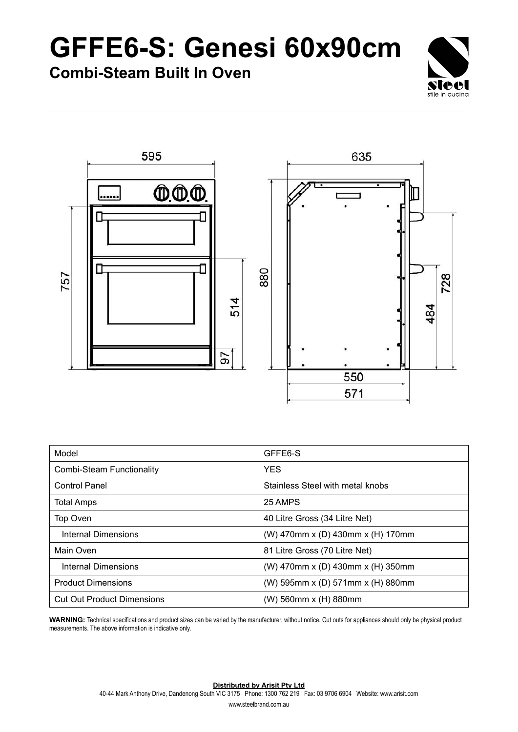# GFFE6-S: Genesi 60x90cm

## Combi-Steam Built In Oven

595

635

757

514

97

880

728

484

550

571

| | |
|---|---|
| Model | GFFE6-S |
| Combi-Steam Functionality | YES |
| Control Panel | Stainless Steel with metal knobs |
| Total Amps | 25 AMPS |
| Top Oven | 40 Litre Gross (34 Litre Net) |
| Internal Dimensions | (W) 470mm x (D) 430mm x (H) 170mm |
| Main Oven | 81 Litre Gross (70 Litre Net) |
| Internal Dimensions | (W) 470mm x (D) 430mm x (H) 350mm |
| Product Dimensions | (W) 595mm x (D) 571mm x (H) 880mm |
| Cut Out Product Dimensions | (W) 560mm x (H) 880mm |

**WARNING:** Technical specifications and product sizes can be varied by the manufacturer, without notice. Cut outs for appliances should only be physical product measurements. The above information is indicative only.

**Distributed by Arisit Pty Ltd**
40-44 Mark Anthony Drive, Dandenong South VIC 3175 Phone: 1300 762 219 Fax: 03 9706 6904 Website: www.arisit.com
www.steelbrand.com.au